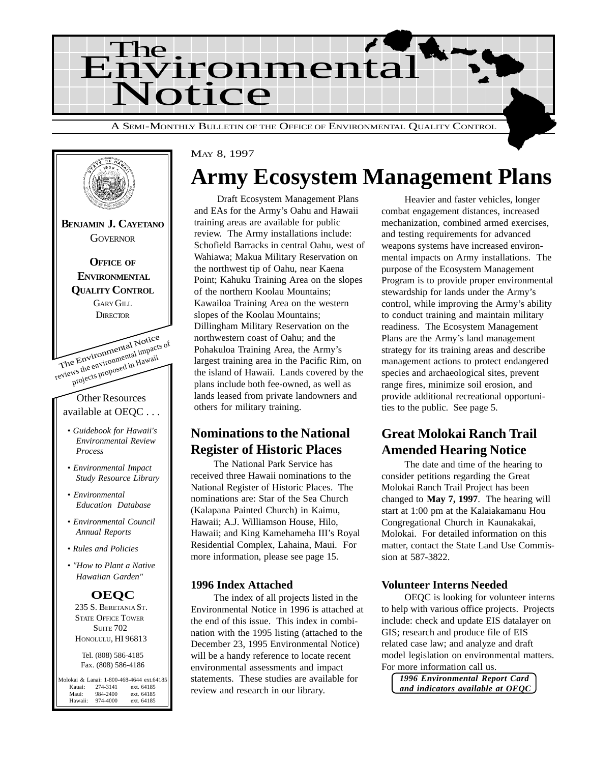# The Environmental Notice

A SEMI-MONTHLY BULLETIN OF THE OFFICE OF ENVIRONMENTAL QUALITY CONTROL

**BENJAMIN J. CAYETANO**
GOVERNOR

**OFFICE OF ENVIRONMENTAL QUALITY CONTROL**
GARY GILL
DIRECTOR

The Environmental Notice reviews the environmental impacts of projects proposed in Hawaii

Other Resources available at OEQC . . .

- *Guidebook for Hawaii's Environmental Review Process*
- *Environmental Impact Study Resource Library*
- *Environmental Education Database*
- *Environmental Council Annual Reports*
- *Rules and Policies*
- *"How to Plant a Native Hawaiian Garden"*

**OEQC**
235 S. BERETANIA ST.
STATE OFFICE TOWER
SUITE 702
HONOLULU, HI 96813

Tel. (808) 586-4185
Fax. (808) 586-4186

Molokai & Lanai: 1-800-468-4644 ext.64185
Kauai: 274-3141 ext. 64185
Maui: 984-2400 ext. 64185
Hawaii: 974-4000 ext. 64185

MAY 8, 1997

# Army Ecosystem Management Plans

Draft Ecosystem Management Plans and EAs for the Army's Oahu and Hawaii training areas are available for public review. The Army installations include: Schofield Barracks in central Oahu, west of Wahiawa; Makua Military Reservation on the northwest tip of Oahu, near Kaena Point; Kahuku Training Area on the slopes of the northern Koolau Mountains; Kawailoa Training Area on the western slopes of the Koolau Mountains; Dillingham Military Reservation on the northwestern coast of Oahu; and the Pohakuloa Training Area, the Army's largest training area in the Pacific Rim, on the island of Hawaii. Lands covered by the plans include both fee-owned, as well as lands leased from private landowners and others for military training.

Heavier and faster vehicles, longer combat engagement distances, increased mechanization, combined armed exercises, and testing requirements for advanced weapons systems have increased environmental impacts on Army installations. The purpose of the Ecosystem Management Program is to provide proper environmental stewardship for lands under the Army's control, while improving the Army's ability to conduct training and maintain military readiness. The Ecosystem Management Plans are the Army's land management strategy for its training areas and describe management actions to protect endangered species and archaeological sites, prevent range fires, minimize soil erosion, and provide additional recreational opportunities to the public. See page 5.

## Nominations to the National Register of Historic Places

The National Park Service has received three Hawaii nominations to the National Register of Historic Places. The nominations are: Star of the Sea Church (Kalapana Painted Church) in Kaimu, Hawaii; A.J. Williamson House, Hilo, Hawaii; and King Kamehameha III's Royal Residential Complex, Lahaina, Maui. For more information, please see page 15.

### 1996 Index Attached

The index of all projects listed in the Environmental Notice in 1996 is attached at the end of this issue. This index in combination with the 1995 listing (attached to the December 23, 1995 Environmental Notice) will be a handy reference to locate recent environmental assessments and impact statements. These studies are available for review and research in our library.

## Great Molokai Ranch Trail Amended Hearing Notice

The date and time of the hearing to consider petitions regarding the Great Molokai Ranch Trail Project has been changed to **May 7, 1997**. The hearing will start at 1:00 pm at the Kalaiakamanu Hou Congregational Church in Kaunakakai, Molokai. For detailed information on this matter, contact the State Land Use Commission at 587-3822.

### Volunteer Interns Needed

OEQC is looking for volunteer interns to help with various office projects. Projects include: check and update EIS datalayer on GIS; research and produce file of EIS related case law; and analyze and draft model legislation on environmental matters. For more information call us.

***1996 Environmental Report Card and indicators available at OEQC***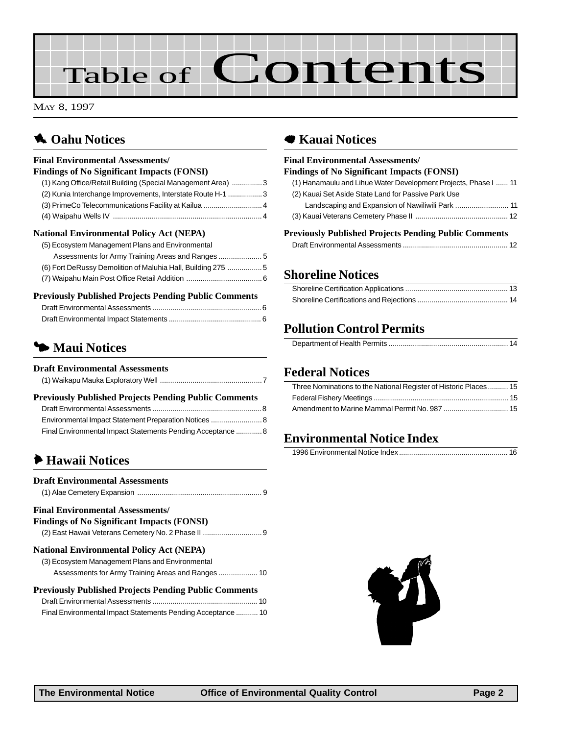# Table of Contents

MAY 8, 1997

## Oahu Notices

### Final Environmental Assessments/ Findings of No Significant Impacts (FONSI)

(1) Kang Office/Retail Building (Special Management Area) ............... 3
(2) Kunia Interchange Improvements, Interstate Route H-1 ................. 3
(3) PrimeCo Telecommunications Facility at Kailua ............................ 4
(4) Waipahu Wells IV ......................................................................... 4

### National Environmental Policy Act (NEPA)

(5) Ecosystem Management Plans and Environmental Assessments for Army Training Areas and Ranges ..................... 5
(6) Fort DeRussy Demolition of Maluhia Hall, Building 275 ................. 5
(7) Waipahu Main Post Office Retail Addition ..................................... 6

### Previously Published Projects Pending Public Comments

Draft Environmental Assessments ...................................................... 6
Draft Environmental Impact Statements .............................................. 6

## Maui Notices

### Draft Environmental Assessments

(1) Waikapu Mauka Exploratory Well .................................................. 7

### Previously Published Projects Pending Public Comments

Draft Environmental Assessments ...................................................... 8
Environmental Impact Statement Preparation Notices ......................... 8
Final Environmental Impact Statements Pending Acceptance ............. 8

## Hawaii Notices

### Draft Environmental Assessments

(1) Alae Cemetery Expansion ............................................................. 9

### Final Environmental Assessments/ Findings of No Significant Impacts (FONSI)

(2) East Hawaii Veterans Cemetery No. 2 Phase II ............................ 9

### National Environmental Policy Act (NEPA)

(3) Ecosystem Management Plans and Environmental Assessments for Army Training Areas and Ranges ................... 10

### Previously Published Projects Pending Public Comments

Draft Environmental Assessments .................................................... 10
Final Environmental Impact Statements Pending Acceptance ........... 10

## Kauai Notices

### Final Environmental Assessments/ Findings of No Significant Impacts (FONSI)

(1) Hanamaulu and Lihue Water Development Projects, Phase I ...... 11
(2) Kauai Set Aside State Land for Passive Park Use Landscaping and Expansion of Nawiliwili Park .......................... 11
(3) Kauai Veterans Cemetery Phase II ............................................. 12

### Previously Published Projects Pending Public Comments

Draft Environmental Assessments .................................................... 12

## Shoreline Notices

Shoreline Certification Applications ................................................... 13
Shoreline Certifications and Rejections ............................................. 14

## Pollution Control Permits

Department of Health Permits ........................................................... 14

## Federal Notices

Three Nominations to the National Register of Historic Places .......... 15
Federal Fishery Meetings .................................................................. 15
Amendment to Marine Mammal Permit No. 987 ................................ 15

## Environmental Notice Index

1996 Environmental Notice Index ...................................................... 16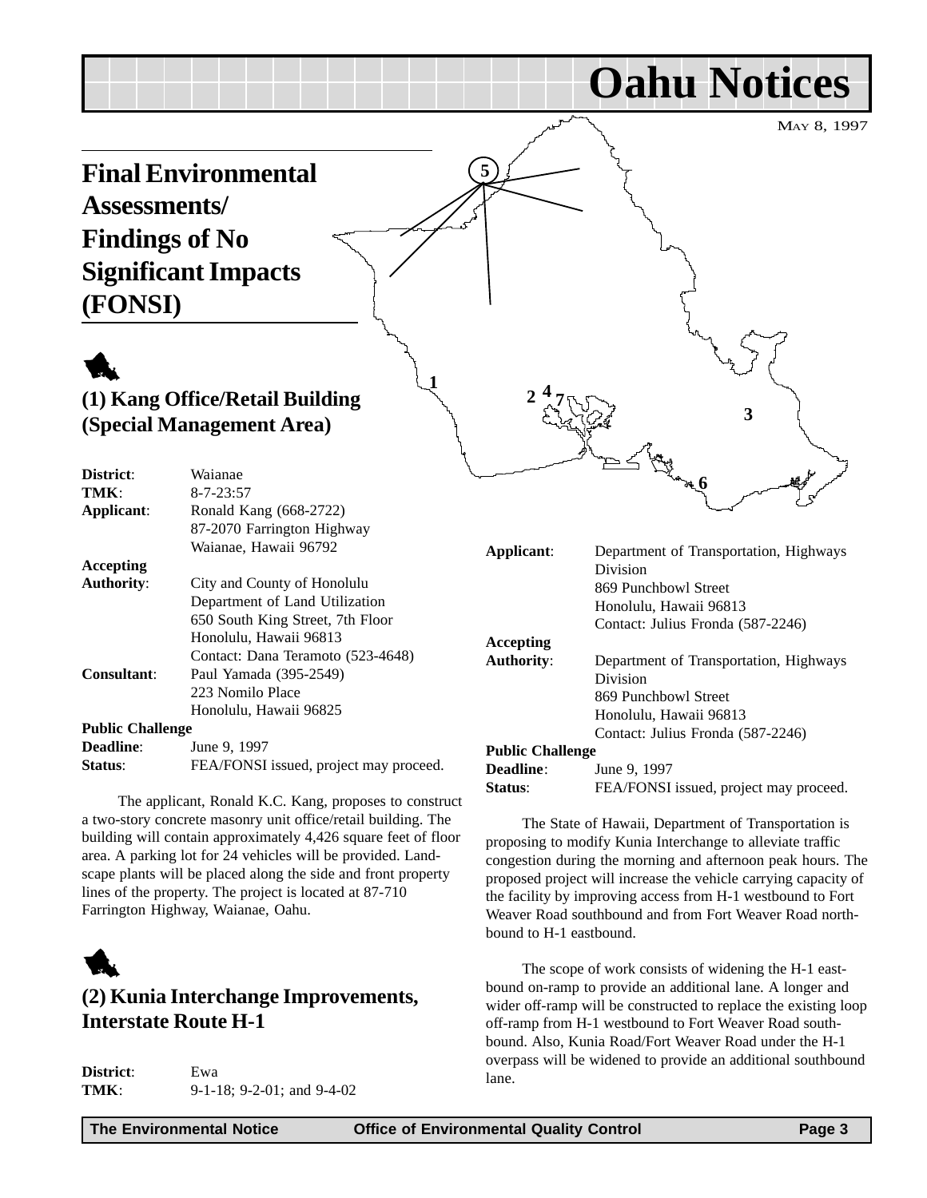# Oahu Notices

MAY 8, 1997

## Final Environmental Assessments/ Findings of No Significant Impacts (FONSI)

### (1) Kang Office/Retail Building (Special Management Area)

**District**: Waianae
**TMK**: 8-7-23:57
**Applicant**: Ronald Kang (668-2722)
87-2070 Farrington Highway
Waianae, Hawaii 96792
**Accepting Authority**: City and County of Honolulu
Department of Land Utilization
650 South King Street, 7th Floor
Honolulu, Hawaii 96813
Contact: Dana Teramoto (523-4648)
**Consultant**: Paul Yamada (395-2549)
223 Nomilo Place
Honolulu, Hawaii 96825
**Public Challenge Deadline**: June 9, 1997
**Status**: FEA/FONSI issued, project may proceed.

The applicant, Ronald K.C. Kang, proposes to construct a two-story concrete masonry unit office/retail building. The building will contain approximately 4,426 square feet of floor area. A parking lot for 24 vehicles will be provided. Landscape plants will be placed along the side and front property lines of the property. The project is located at 87-710 Farrington Highway, Waianae, Oahu.

### (2) Kunia Interchange Improvements, Interstate Route H-1

**District**: Ewa
**TMK**: 9-1-18; 9-2-01; and 9-4-02
**Applicant**: Department of Transportation, Highways Division
869 Punchbowl Street
Honolulu, Hawaii 96813
Contact: Julius Fronda (587-2246)
**Accepting Authority**: Department of Transportation, Highways Division
869 Punchbowl Street
Honolulu, Hawaii 96813
Contact: Julius Fronda (587-2246)
**Public Challenge Deadline**: June 9, 1997
**Status**: FEA/FONSI issued, project may proceed.

The State of Hawaii, Department of Transportation is proposing to modify Kunia Interchange to alleviate traffic congestion during the morning and afternoon peak hours. The proposed project will increase the vehicle carrying capacity of the facility by improving access from H-1 westbound to Fort Weaver Road southbound and from Fort Weaver Road northbound to H-1 eastbound.

The scope of work consists of widening the H-1 eastbound on-ramp to provide an additional lane. A longer and wider off-ramp will be constructed to replace the existing loop off-ramp from H-1 westbound to Fort Weaver Road southbound. Also, Kunia Road/Fort Weaver Road under the H-1 overpass will be widened to provide an additional southbound lane.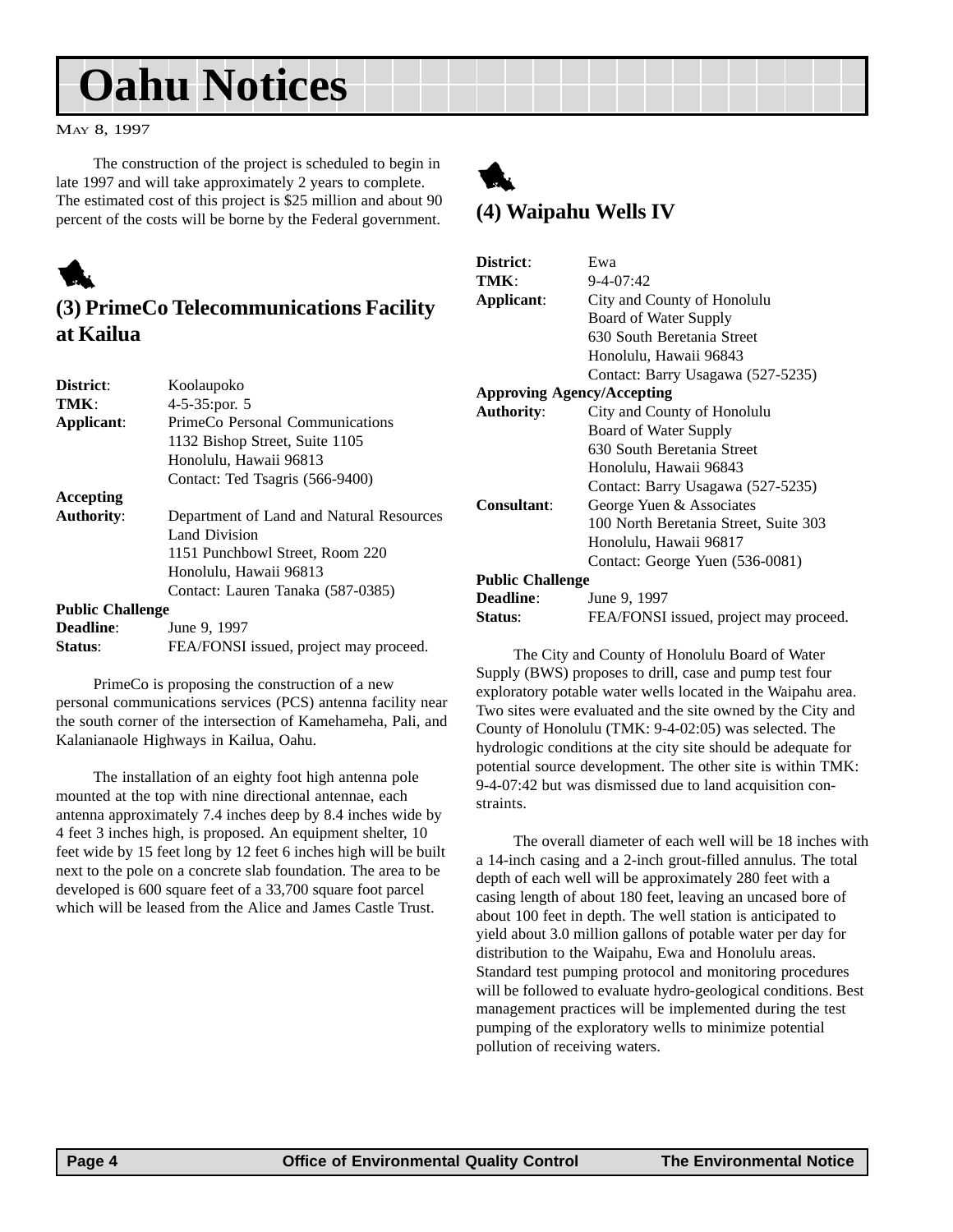The construction of the project is scheduled to begin in late 1997 and will take approximately 2 years to complete. The estimated cost of this project is $25 million and about 90 percent of the costs will be borne by the Federal government.

## (3) PrimeCo Telecommunications Facility at Kailua

**District**: Koolaupoko
**TMK**: 4-5-35:por. 5
**Applicant**: PrimeCo Personal Communications
1132 Bishop Street, Suite 1105
Honolulu, Hawaii 96813
Contact: Ted Tsagris (566-9400)
**Accepting Authority**: Department of Land and Natural Resources
Land Division
1151 Punchbowl Street, Room 220
Honolulu, Hawaii 96813
Contact: Lauren Tanaka (587-0385)
**Public Challenge Deadline**: June 9, 1997
**Status**: FEA/FONSI issued, project may proceed.

PrimeCo is proposing the construction of a new personal communications services (PCS) antenna facility near the south corner of the intersection of Kamehameha, Pali, and Kalanianaole Highways in Kailua, Oahu.

The installation of an eighty foot high antenna pole mounted at the top with nine directional antennae, each antenna approximately 7.4 inches deep by 8.4 inches wide by 4 feet 3 inches high, is proposed. An equipment shelter, 10 feet wide by 15 feet long by 12 feet 6 inches high will be built next to the pole on a concrete slab foundation. The area to be developed is 600 square feet of a 33,700 square foot parcel which will be leased from the Alice and James Castle Trust.

## (4) Waipahu Wells IV

**District**: Ewa
**TMK**: 9-4-07:42
**Applicant**: City and County of Honolulu
Board of Water Supply
630 South Beretania Street
Honolulu, Hawaii 96843
Contact: Barry Usagawa (527-5235)
**Approving Agency/Accepting Authority**: City and County of Honolulu
Board of Water Supply
630 South Beretania Street
Honolulu, Hawaii 96843
Contact: Barry Usagawa (527-5235)
**Consultant**: George Yuen & Associates
100 North Beretania Street, Suite 303
Honolulu, Hawaii 96817
Contact: George Yuen (536-0081)
**Public Challenge Deadline**: June 9, 1997
**Status**: FEA/FONSI issued, project may proceed.

The City and County of Honolulu Board of Water Supply (BWS) proposes to drill, case and pump test four exploratory potable water wells located in the Waipahu area. Two sites were evaluated and the site owned by the City and County of Honolulu (TMK: 9-4-02:05) was selected. The hydrologic conditions at the city site should be adequate for potential source development. The other site is within TMK: 9-4-07:42 but was dismissed due to land acquisition constraints.

The overall diameter of each well will be 18 inches with a 14-inch casing and a 2-inch grout-filled annulus. The total depth of each well will be approximately 280 feet with a casing length of about 180 feet, leaving an uncased bore of about 100 feet in depth. The well station is anticipated to yield about 3.0 million gallons of potable water per day for distribution to the Waipahu, Ewa and Honolulu areas. Standard test pumping protocol and monitoring procedures will be followed to evaluate hydro-geological conditions. Best management practices will be implemented during the test pumping of the exploratory wells to minimize potential pollution of receiving waters.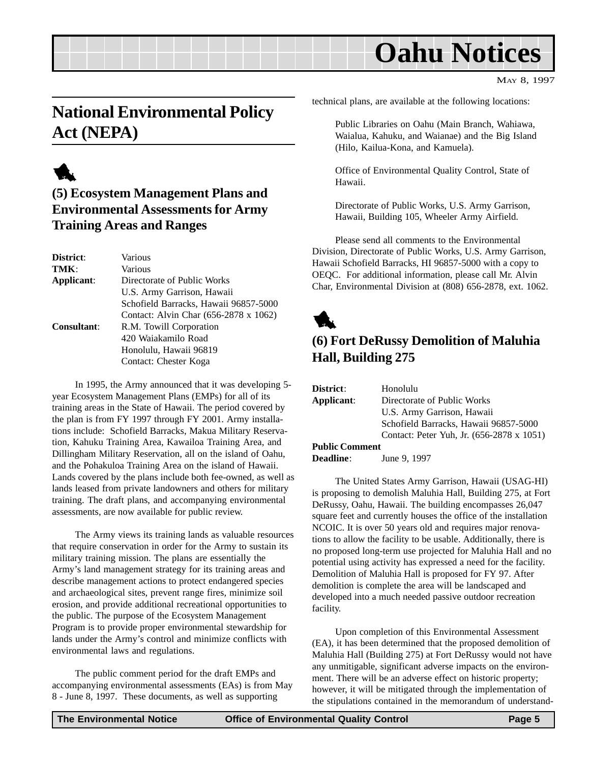## National Environmental Policy Act (NEPA)

### (5) Ecosystem Management Plans and Environmental Assessments for Army Training Areas and Ranges

**District**: Various
**TMK**: Various
**Applicant**: Directorate of Public Works
U.S. Army Garrison, Hawaii
Schofield Barracks, Hawaii 96857-5000
Contact: Alvin Char (656-2878 x 1062)
**Consultant**: R.M. Towill Corporation
420 Waiakamilo Road
Honolulu, Hawaii 96819
Contact: Chester Koga

In 1995, the Army announced that it was developing 5-year Ecosystem Management Plans (EMPs) for all of its training areas in the State of Hawaii. The period covered by the plan is from FY 1997 through FY 2001. Army installations include: Schofield Barracks, Makua Military Reservation, Kahuku Training Area, Kawailoa Training Area, and Dillingham Military Reservation, all on the island of Oahu, and the Pohakuloa Training Area on the island of Hawaii. Lands covered by the plans include both fee-owned, as well as lands leased from private landowners and others for military training. The draft plans, and accompanying environmental assessments, are now available for public review.

The Army views its training lands as valuable resources that require conservation in order for the Army to sustain its military training mission. The plans are essentially the Army's land management strategy for its training areas and describe management actions to protect endangered species and archaeological sites, prevent range fires, minimize soil erosion, and provide additional recreational opportunities to the public. The purpose of the Ecosystem Management Program is to provide proper environmental stewardship for lands under the Army's control and minimize conflicts with environmental laws and regulations.

The public comment period for the draft EMPs and accompanying environmental assessments (EAs) is from May 8 - June 8, 1997. These documents, as well as supporting technical plans, are available at the following locations:

Public Libraries on Oahu (Main Branch, Wahiawa, Waialua, Kahuku, and Waianae) and the Big Island (Hilo, Kailua-Kona, and Kamuela).

Office of Environmental Quality Control, State of Hawaii.

Directorate of Public Works, U.S. Army Garrison, Hawaii, Building 105, Wheeler Army Airfield.

Please send all comments to the Environmental Division, Directorate of Public Works, U.S. Army Garrison, Hawaii Schofield Barracks, HI 96857-5000 with a copy to OEQC. For additional information, please call Mr. Alvin Char, Environmental Division at (808) 656-2878, ext. 1062.

### (6) Fort DeRussy Demolition of Maluhia Hall, Building 275

**District**: Honolulu
**Applicant**: Directorate of Public Works
U.S. Army Garrison, Hawaii
Schofield Barracks, Hawaii 96857-5000
Contact: Peter Yuh, Jr. (656-2878 x 1051)
**Public Comment Deadline**: June 9, 1997

The United States Army Garrison, Hawaii (USAG-HI) is proposing to demolish Maluhia Hall, Building 275, at Fort DeRussy, Oahu, Hawaii. The building encompasses 26,047 square feet and currently houses the office of the installation NCOIC. It is over 50 years old and requires major renovations to allow the facility to be usable. Additionally, there is no proposed long-term use projected for Maluhia Hall and no potential using activity has expressed a need for the facility. Demolition of Maluhia Hall is proposed for FY 97. After demolition is complete the area will be landscaped and developed into a much needed passive outdoor recreation facility.

Upon completion of this Environmental Assessment (EA), it has been determined that the proposed demolition of Maluhia Hall (Building 275) at Fort DeRussy would not have any unmitigable, significant adverse impacts on the environment. There will be an adverse effect on historic property; however, it will be mitigated through the implementation of the stipulations contained in the memorandum of understand-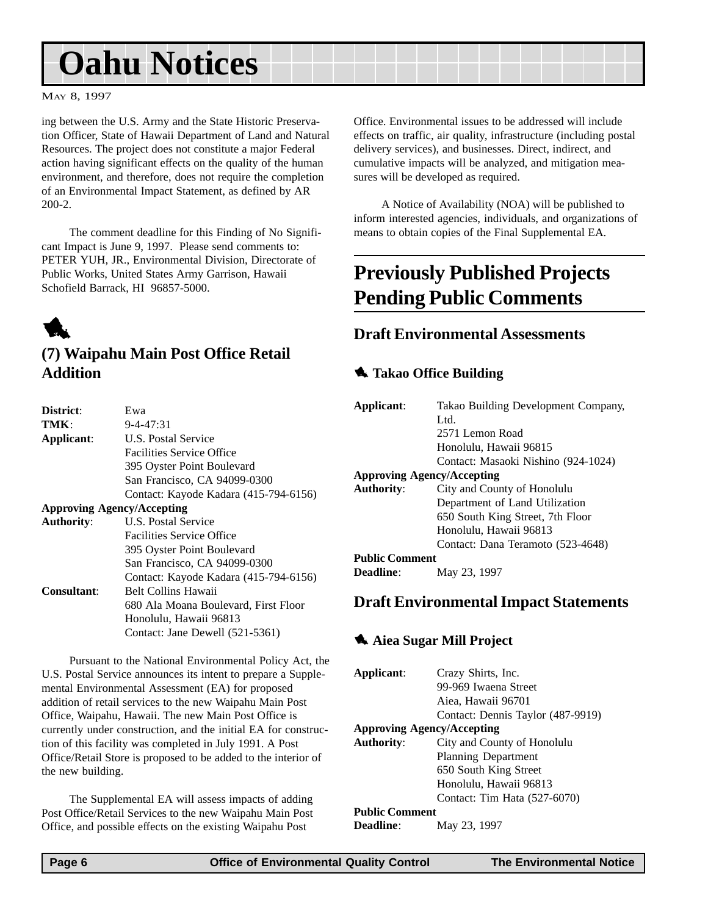ing between the U.S. Army and the State Historic Preservation Officer, State of Hawaii Department of Land and Natural Resources. The project does not constitute a major Federal action having significant effects on the quality of the human environment, and therefore, does not require the completion of an Environmental Impact Statement, as defined by AR 200-2.

The comment deadline for this Finding of No Significant Impact is June 9, 1997. Please send comments to: PETER YUH, JR., Environmental Division, Directorate of Public Works, United States Army Garrison, Hawaii Schofield Barrack, HI 96857-5000.

## (7) Waipahu Main Post Office Retail Addition

**District**: Ewa
**TMK**: 9-4-47:31
**Applicant**: U.S. Postal Service
Facilities Service Office
395 Oyster Point Boulevard
San Francisco, CA 94099-0300
Contact: Kayode Kadara (415-794-6156)
**Approving Agency/Accepting Authority**: U.S. Postal Service
Facilities Service Office
395 Oyster Point Boulevard
San Francisco, CA 94099-0300
Contact: Kayode Kadara (415-794-6156)
**Consultant**: Belt Collins Hawaii
680 Ala Moana Boulevard, First Floor
Honolulu, Hawaii 96813
Contact: Jane Dewell (521-5361)

Pursuant to the National Environmental Policy Act, the U.S. Postal Service announces its intent to prepare a Supplemental Environmental Assessment (EA) for proposed addition of retail services to the new Waipahu Main Post Office, Waipahu, Hawaii. The new Main Post Office is currently under construction, and the initial EA for construction of this facility was completed in July 1991. A Post Office/Retail Store is proposed to be added to the interior of the new building.

The Supplemental EA will assess impacts of adding Post Office/Retail Services to the new Waipahu Main Post Office, and possible effects on the existing Waipahu Post Office. Environmental issues to be addressed will include effects on traffic, air quality, infrastructure (including postal delivery services), and businesses. Direct, indirect, and cumulative impacts will be analyzed, and mitigation measures will be developed as required.

A Notice of Availability (NOA) will be published to inform interested agencies, individuals, and organizations of means to obtain copies of the Final Supplemental EA.

# Previously Published Projects Pending Public Comments

## Draft Environmental Assessments

### Takao Office Building

**Applicant**: Takao Building Development Company, Ltd.
2571 Lemon Road
Honolulu, Hawaii 96815
Contact: Masaoki Nishino (924-1024)
**Approving Agency/Accepting Authority**: City and County of Honolulu
Department of Land Utilization
650 South King Street, 7th Floor
Honolulu, Hawaii 96813
Contact: Dana Teramoto (523-4648)
**Public Comment Deadline**: May 23, 1997

## Draft Environmental Impact Statements

### Aiea Sugar Mill Project

**Applicant**: Crazy Shirts, Inc.
99-969 Iwaena Street
Aiea, Hawaii 96701
Contact: Dennis Taylor (487-9919)
**Approving Agency/Accepting Authority**: City and County of Honolulu
Planning Department
650 South King Street
Honolulu, Hawaii 96813
Contact: Tim Hata (527-6070)
**Public Comment Deadline**: May 23, 1997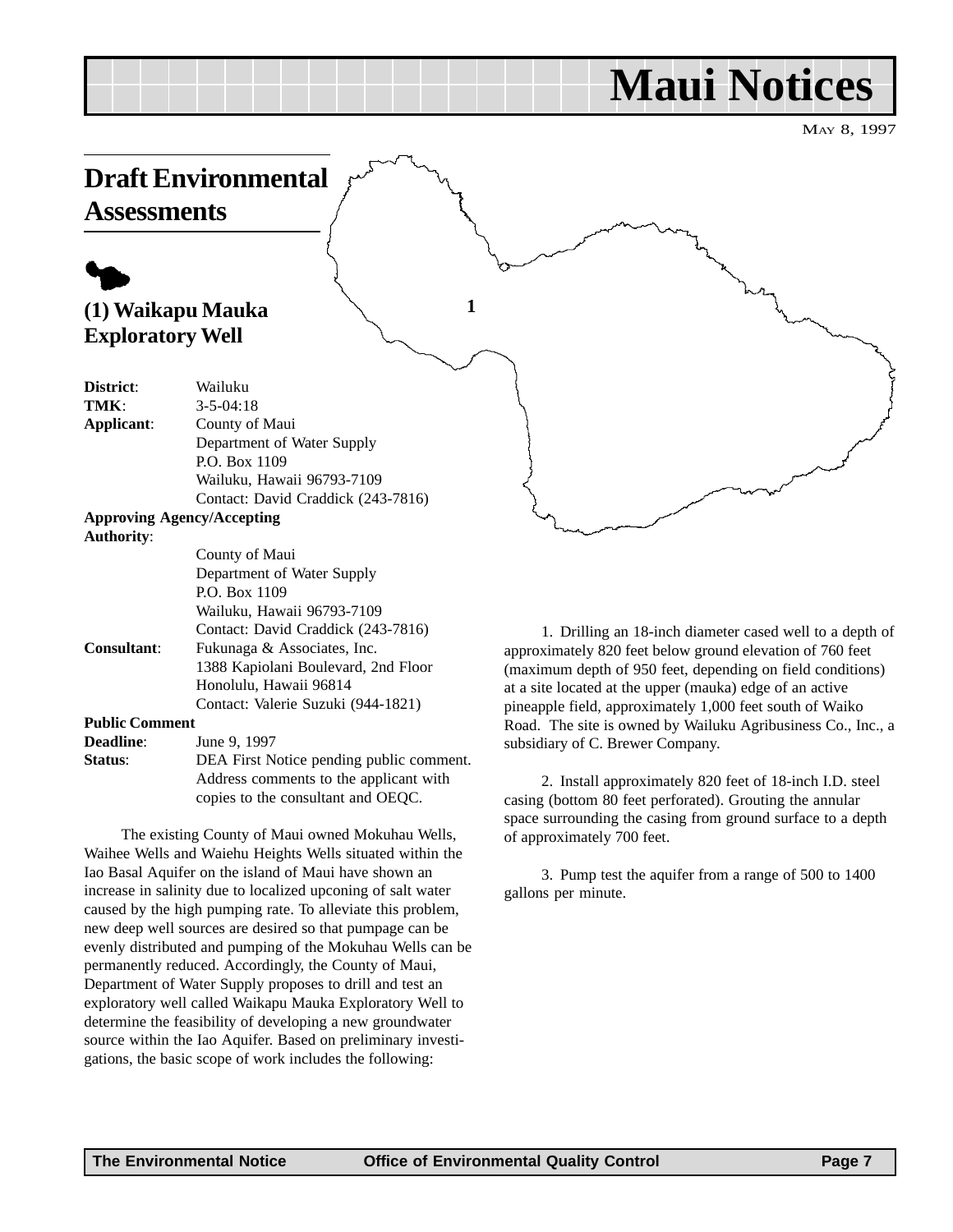# Maui Notices

May 8, 1997

## Draft Environmental Assessments

### (1) Waikapu Mauka Exploratory Well

**District**: Wailuku
**TMK**: 3-5-04:18
**Applicant**: County of Maui
Department of Water Supply
P.O. Box 1109
Wailuku, Hawaii 96793-7109
Contact: David Craddick (243-7816)

**Approving Agency/Accepting Authority**:
County of Maui
Department of Water Supply
P.O. Box 1109
Wailuku, Hawaii 96793-7109
Contact: David Craddick (243-7816)

**Consultant**: Fukunaga & Associates, Inc.
1388 Kapiolani Boulevard, 2nd Floor
Honolulu, Hawaii 96814
Contact: Valerie Suzuki (944-1821)

**Public Comment Deadline**: June 9, 1997

**Status**: DEA First Notice pending public comment. Address comments to the applicant with copies to the consultant and OEQC.

The existing County of Maui owned Mokuhau Wells, Waihee Wells and Waiehu Heights Wells situated within the Iao Basal Aquifer on the island of Maui have shown an increase in salinity due to localized upconing of salt water caused by the high pumping rate. To alleviate this problem, new deep well sources are desired so that pumpage can be evenly distributed and pumping of the Mokuhau Wells can be permanently reduced. Accordingly, the County of Maui, Department of Water Supply proposes to drill and test an exploratory well called Waikapu Mauka Exploratory Well to determine the feasibility of developing a new groundwater source within the Iao Aquifer. Based on preliminary investigations, the basic scope of work includes the following:

1. Drilling an 18-inch diameter cased well to a depth of approximately 820 feet below ground elevation of 760 feet (maximum depth of 950 feet, depending on field conditions) at a site located at the upper (mauka) edge of an active pineapple field, approximately 1,000 feet south of Waiko Road. The site is owned by Wailuku Agribusiness Co., Inc., a subsidiary of C. Brewer Company.

2. Install approximately 820 feet of 18-inch I.D. steel casing (bottom 80 feet perforated). Grouting the annular space surrounding the casing from ground surface to a depth of approximately 700 feet.

3. Pump test the aquifer from a range of 500 to 1400 gallons per minute.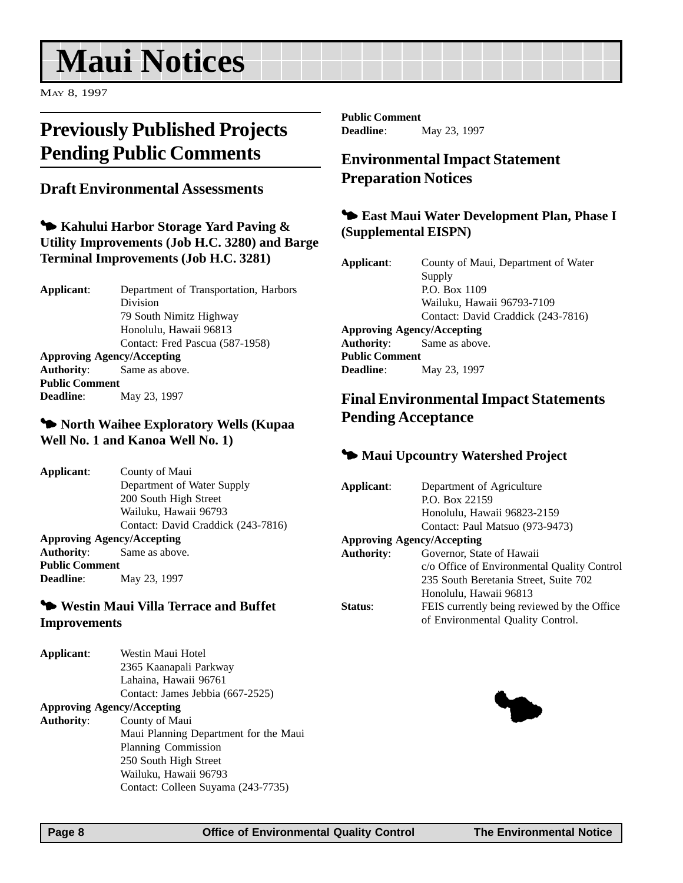# Maui Notices

May 8, 1997

## Previously Published Projects Pending Public Comments

### Draft Environmental Assessments

#### Kahului Harbor Storage Yard Paving & Utility Improvements (Job H.C. 3280) and Barge Terminal Improvements (Job H.C. 3281)

**Applicant**: Department of Transportation, Harbors Division
79 South Nimitz Highway
Honolulu, Hawaii 96813
Contact: Fred Pascua (587-1958)

**Approving Agency/Accepting Authority**: Same as above.

**Public Comment Deadline**: May 23, 1997

#### North Waihee Exploratory Wells (Kupaa Well No. 1 and Kanoa Well No. 1)

**Applicant**: County of Maui
Department of Water Supply
200 South High Street
Wailuku, Hawaii 96793
Contact: David Craddick (243-7816)

**Approving Agency/Accepting Authority**: Same as above.

**Public Comment Deadline**: May 23, 1997

#### Westin Maui Villa Terrace and Buffet Improvements

**Applicant**: Westin Maui Hotel
2365 Kaanapali Parkway
Lahaina, Hawaii 96761
Contact: James Jebbia (667-2525)

**Approving Agency/Accepting Authority**: County of Maui
Maui Planning Department for the Maui Planning Commission
250 South High Street
Wailuku, Hawaii 96793
Contact: Colleen Suyama (243-7735)

**Public Comment Deadline**: May 23, 1997

### Environmental Impact Statement Preparation Notices

#### East Maui Water Development Plan, Phase I (Supplemental EISPN)

**Applicant**: County of Maui, Department of Water Supply
P.O. Box 1109
Wailuku, Hawaii 96793-7109
Contact: David Craddick (243-7816)

**Approving Agency/Accepting Authority**: Same as above.

**Public Comment Deadline**: May 23, 1997

### Final Environmental Impact Statements Pending Acceptance

#### Maui Upcountry Watershed Project

**Applicant**: Department of Agriculture
P.O. Box 22159
Honolulu, Hawaii 96823-2159
Contact: Paul Matsuo (973-9473)

**Approving Agency/Accepting Authority**: Governor, State of Hawaii
c/o Office of Environmental Quality Control
235 South Beretania Street, Suite 702
Honolulu, Hawaii 96813

**Status**: FEIS currently being reviewed by the Office of Environmental Quality Control.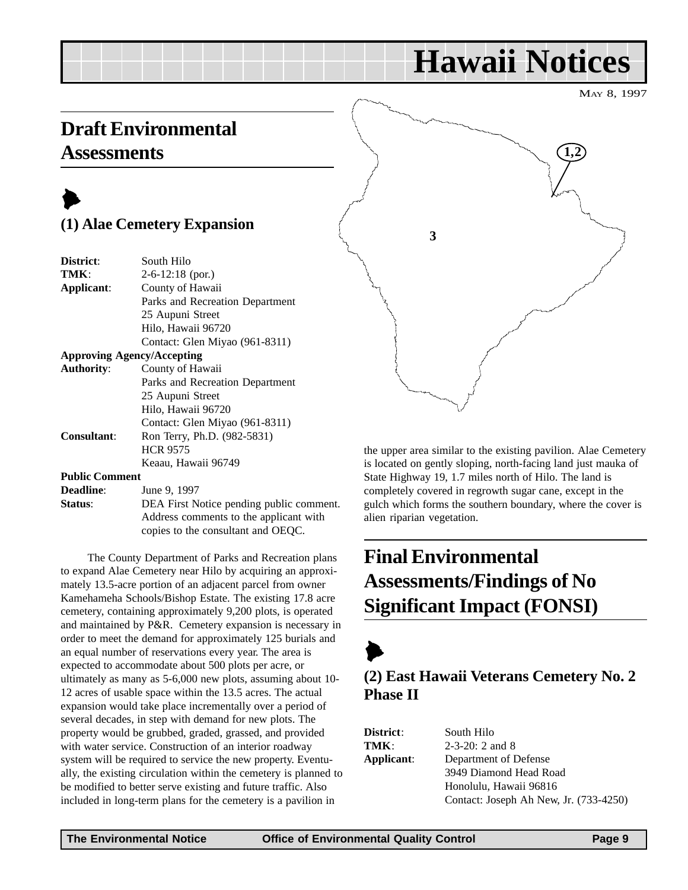# Hawaii Notices

MAY 8, 1997

## Draft Environmental Assessments

### (1) Alae Cemetery Expansion

**District**: South Hilo
**TMK**: 2-6-12:18 (por.)
**Applicant**: County of Hawaii
Parks and Recreation Department
25 Aupuni Street
Hilo, Hawaii 96720
Contact: Glen Miyao (961-8311)

**Approving Agency/Accepting Authority**: County of Hawaii
Parks and Recreation Department
25 Aupuni Street
Hilo, Hawaii 96720
Contact: Glen Miyao (961-8311)

**Consultant**: Ron Terry, Ph.D. (982-5831)
HCR 9575
Keaau, Hawaii 96749

**Public Comment Deadline**: June 9, 1997
**Status**: DEA First Notice pending public comment. Address comments to the applicant with copies to the consultant and OEQC.

The County Department of Parks and Recreation plans to expand Alae Cemetery near Hilo by acquiring an approximately 13.5-acre portion of an adjacent parcel from owner Kamehameha Schools/Bishop Estate. The existing 17.8 acre cemetery, containing approximately 9,200 plots, is operated and maintained by P&R. Cemetery expansion is necessary in order to meet the demand for approximately 125 burials and an equal number of reservations every year. The area is expected to accommodate about 500 plots per acre, or ultimately as many as 5-6,000 new plots, assuming about 10-12 acres of usable space within the 13.5 acres. The actual expansion would take place incrementally over a period of several decades, in step with demand for new plots. The property would be grubbed, graded, grassed, and provided with water service. Construction of an interior roadway system will be required to service the new property. Eventually, the existing circulation within the cemetery is planned to be modified to better serve existing and future traffic. Also included in long-term plans for the cemetery is a pavilion in the upper area similar to the existing pavilion. Alae Cemetery is located on gently sloping, north-facing land just mauka of State Highway 19, 1.7 miles north of Hilo. The land is completely covered in regrowth sugar cane, except in the gulch which forms the southern boundary, where the cover is alien riparian vegetation.

## Final Environmental Assessments/Findings of No Significant Impact (FONSI)

### (2) East Hawaii Veterans Cemetery No. 2 Phase II

**District**: South Hilo
**TMK**: 2-3-20: 2 and 8
**Applicant**: Department of Defense
3949 Diamond Head Road
Honolulu, Hawaii 96816
Contact: Joseph Ah New, Jr. (733-4250)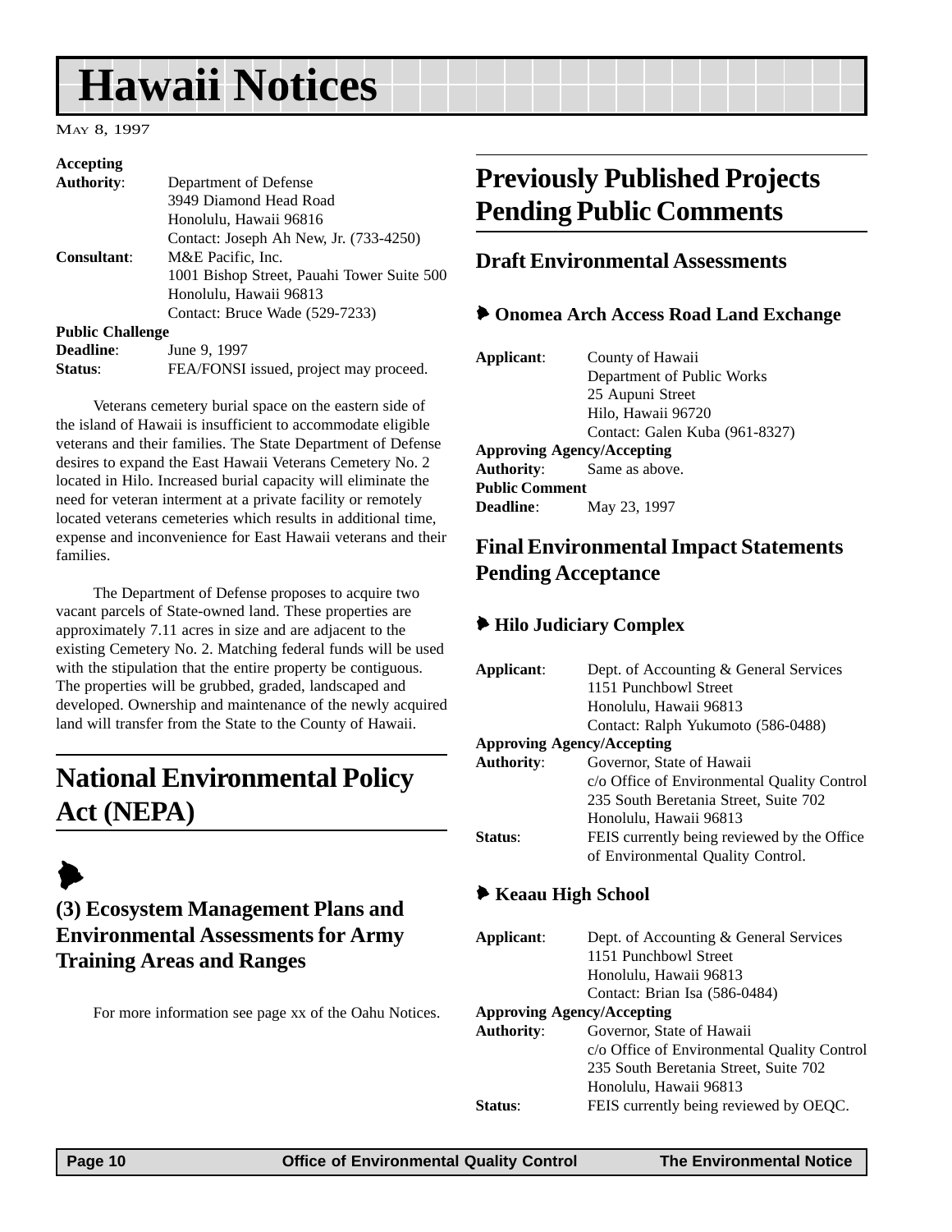# Hawaii Notices

May 8, 1997

**Accepting Authority**: Department of Defense
3949 Diamond Head Road
Honolulu, Hawaii 96816
Contact: Joseph Ah New, Jr. (733-4250)

**Consultant**: M&E Pacific, Inc.
1001 Bishop Street, Pauahi Tower Suite 500
Honolulu, Hawaii 96813
Contact: Bruce Wade (529-7233)

**Public Challenge Deadline**: June 9, 1997

**Status**: FEA/FONSI issued, project may proceed.

Veterans cemetery burial space on the eastern side of the island of Hawaii is insufficient to accommodate eligible veterans and their families. The State Department of Defense desires to expand the East Hawaii Veterans Cemetery No. 2 located in Hilo. Increased burial capacity will eliminate the need for veteran interment at a private facility or remotely located veterans cemeteries which results in additional time, expense and inconvenience for East Hawaii veterans and their families.

The Department of Defense proposes to acquire two vacant parcels of State-owned land. These properties are approximately 7.11 acres in size and are adjacent to the existing Cemetery No. 2. Matching federal funds will be used with the stipulation that the entire property be contiguous. The properties will be grubbed, graded, landscaped and developed. Ownership and maintenance of the newly acquired land will transfer from the State to the County of Hawaii.

## National Environmental Policy Act (NEPA)

### (3) Ecosystem Management Plans and Environmental Assessments for Army Training Areas and Ranges

For more information see page xx of the Oahu Notices.

## Previously Published Projects Pending Public Comments

### Draft Environmental Assessments

#### Onomea Arch Access Road Land Exchange

**Applicant**: County of Hawaii
Department of Public Works
25 Aupuni Street
Hilo, Hawaii 96720
Contact: Galen Kuba (961-8327)

**Approving Agency/Accepting Authority**: Same as above.

**Public Comment Deadline**: May 23, 1997

### Final Environmental Impact Statements Pending Acceptance

#### Hilo Judiciary Complex

**Applicant**: Dept. of Accounting & General Services
1151 Punchbowl Street
Honolulu, Hawaii 96813
Contact: Ralph Yukumoto (586-0488)

**Approving Agency/Accepting Authority**: Governor, State of Hawaii
c/o Office of Environmental Quality Control
235 South Beretania Street, Suite 702
Honolulu, Hawaii 96813

**Status**: FEIS currently being reviewed by the Office of Environmental Quality Control.

#### Keaau High School

**Applicant**: Dept. of Accounting & General Services
1151 Punchbowl Street
Honolulu, Hawaii 96813
Contact: Brian Isa (586-0484)

**Approving Agency/Accepting Authority**: Governor, State of Hawaii
c/o Office of Environmental Quality Control
235 South Beretania Street, Suite 702
Honolulu, Hawaii 96813

**Status**: FEIS currently being reviewed by OEQC.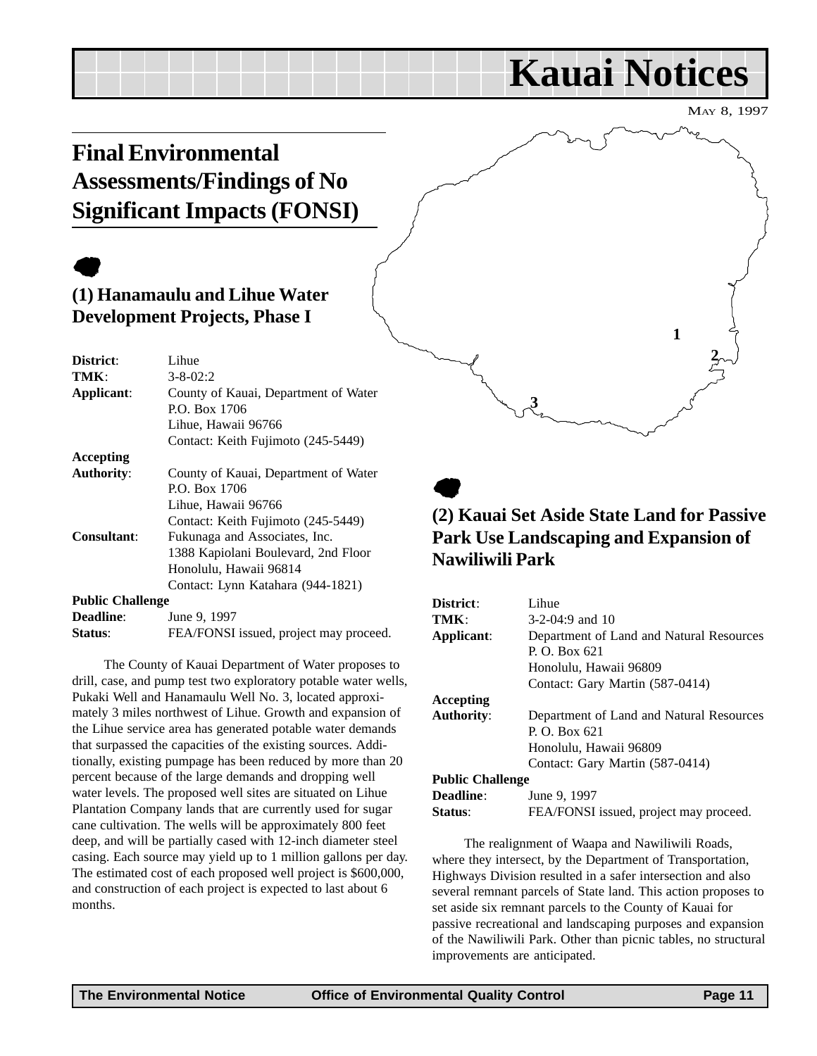# Kauai Notices

MAY 8, 1997

## Final Environmental Assessments/Findings of No Significant Impacts (FONSI)

### (1) Hanamaulu and Lihue Water Development Projects, Phase I

**District**: Lihue
**TMK**: 3-8-02:2
**Applicant**: County of Kauai, Department of Water
P.O. Box 1706
Lihue, Hawaii 96766
Contact: Keith Fujimoto (245-5449)
**Accepting Authority**: County of Kauai, Department of Water
P.O. Box 1706
Lihue, Hawaii 96766
Contact: Keith Fujimoto (245-5449)
**Consultant**: Fukunaga and Associates, Inc.
1388 Kapiolani Boulevard, 2nd Floor
Honolulu, Hawaii 96814
Contact: Lynn Katahara (944-1821)
**Public Challenge Deadline**: June 9, 1997
**Status**: FEA/FONSI issued, project may proceed.

The County of Kauai Department of Water proposes to drill, case, and pump test two exploratory potable water wells, Pukaki Well and Hanamaulu Well No. 3, located approximately 3 miles northwest of Lihue. Growth and expansion of the Lihue service area has generated potable water demands that surpassed the capacities of the existing sources. Additionally, existing pumpage has been reduced by more than 20 percent because of the large demands and dropping well water levels. The proposed well sites are situated on Lihue Plantation Company lands that are currently used for sugar cane cultivation. The wells will be approximately 800 feet deep, and will be partially cased with 12-inch diameter steel casing. Each source may yield up to 1 million gallons per day. The estimated cost of each proposed well project is $600,000, and construction of each project is expected to last about 6 months.

### (2) Kauai Set Aside State Land for Passive Park Use Landscaping and Expansion of Nawiliwili Park

**District**: Lihue
**TMK**: 3-2-04:9 and 10
**Applicant**: Department of Land and Natural Resources
P. O. Box 621
Honolulu, Hawaii 96809
Contact: Gary Martin (587-0414)
**Accepting Authority**: Department of Land and Natural Resources
P. O. Box 621
Honolulu, Hawaii 96809
Contact: Gary Martin (587-0414)
**Public Challenge Deadline**: June 9, 1997
**Status**: FEA/FONSI issued, project may proceed.

The realignment of Waapa and Nawiliwili Roads, where they intersect, by the Department of Transportation, Highways Division resulted in a safer intersection and also several remnant parcels of State land. This action proposes to set aside six remnant parcels to the County of Kauai for passive recreational and landscaping purposes and expansion of the Nawiliwili Park. Other than picnic tables, no structural improvements are anticipated.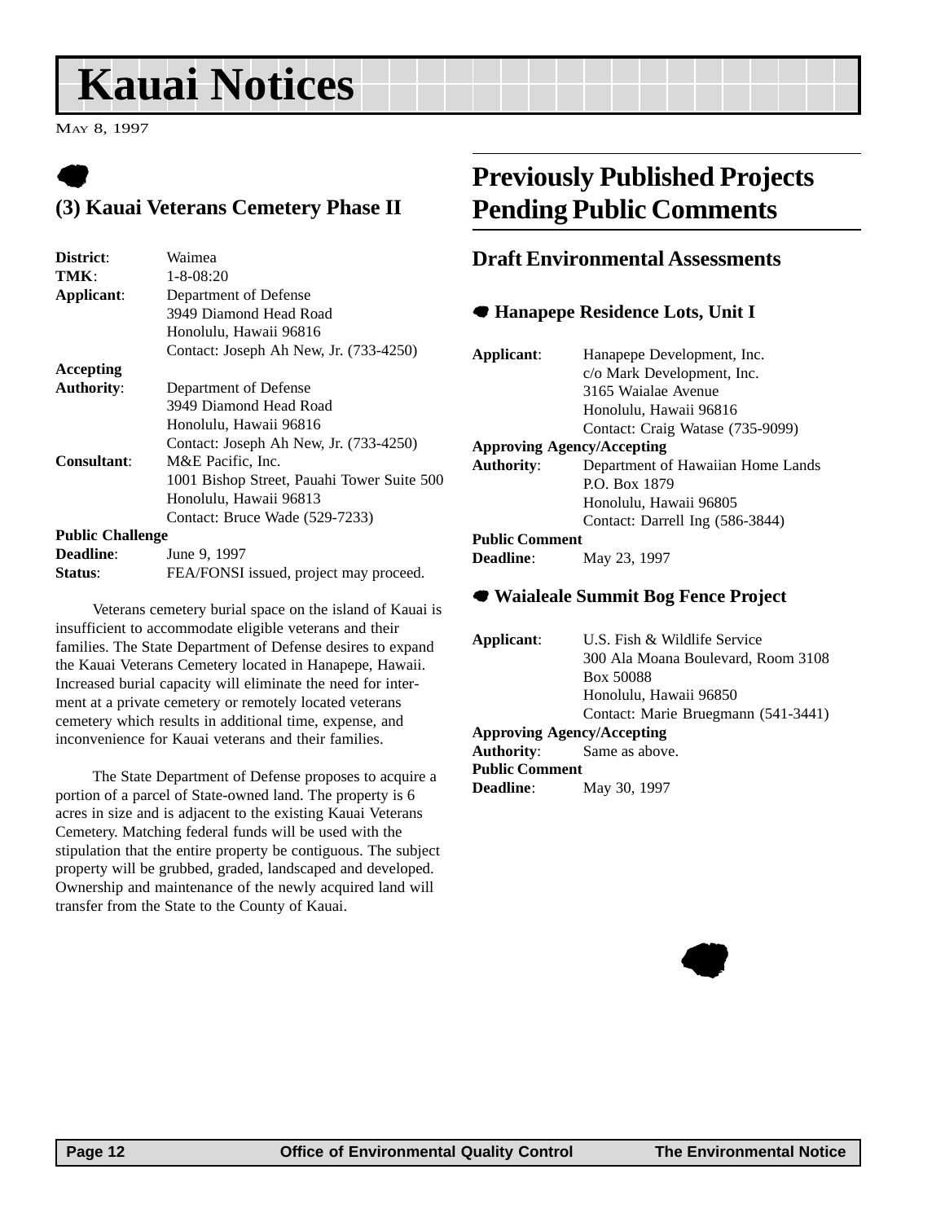# Kauai Notices

MAY 8, 1997

## (3) Kauai Veterans Cemetery Phase II

**District**: Waimea
**TMK**: 1-8-08:20
**Applicant**: Department of Defense
3949 Diamond Head Road
Honolulu, Hawaii 96816
Contact: Joseph Ah New, Jr. (733-4250)
**Accepting Authority**: Department of Defense
3949 Diamond Head Road
Honolulu, Hawaii 96816
Contact: Joseph Ah New, Jr. (733-4250)
**Consultant**: M&E Pacific, Inc.
1001 Bishop Street, Pauahi Tower Suite 500
Honolulu, Hawaii 96813
Contact: Bruce Wade (529-7233)
**Public Challenge Deadline**: June 9, 1997
**Status**: FEA/FONSI issued, project may proceed.

Veterans cemetery burial space on the island of Kauai is insufficient to accommodate eligible veterans and their families. The State Department of Defense desires to expand the Kauai Veterans Cemetery located in Hanapepe, Hawaii. Increased burial capacity will eliminate the need for interment at a private cemetery or remotely located veterans cemetery which results in additional time, expense, and inconvenience for Kauai veterans and their families.

The State Department of Defense proposes to acquire a portion of a parcel of State-owned land. The property is 6 acres in size and is adjacent to the existing Kauai Veterans Cemetery. Matching federal funds will be used with the stipulation that the entire property be contiguous. The subject property will be grubbed, graded, landscaped and developed. Ownership and maintenance of the newly acquired land will transfer from the State to the County of Kauai.

## Previously Published Projects Pending Public Comments

### Draft Environmental Assessments

#### Hanapepe Residence Lots, Unit I

**Applicant**: Hanapepe Development, Inc.
c/o Mark Development, Inc.
3165 Waialae Avenue
Honolulu, Hawaii 96816
Contact: Craig Watase (735-9099)
**Approving Agency/Accepting Authority**: Department of Hawaiian Home Lands
P.O. Box 1879
Honolulu, Hawaii 96805
Contact: Darrell Ing (586-3844)
**Public Comment Deadline**: May 23, 1997

#### Waialeale Summit Bog Fence Project

**Applicant**: U.S. Fish & Wildlife Service
300 Ala Moana Boulevard, Room 3108
Box 50088
Honolulu, Hawaii 96850
Contact: Marie Bruegmann (541-3441)
**Approving Agency/Accepting Authority**: Same as above.
**Public Comment Deadline**: May 30, 1997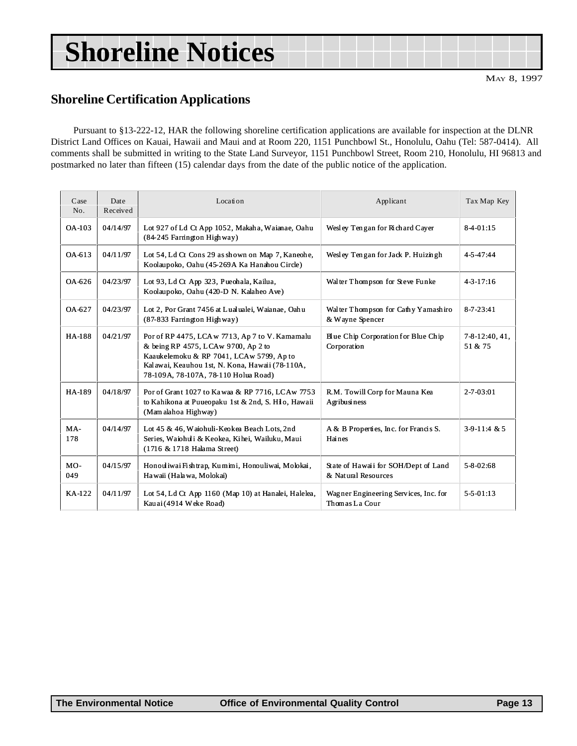# Shoreline Notices

May 8, 1997

## Shoreline Certification Applications

Pursuant to §13-222-12, HAR the following shoreline certification applications are available for inspection at the DLNR District Land Offices on Kauai, Hawaii and Maui and at Room 220, 1151 Punchbowl St., Honolulu, Oahu (Tel: 587-0414). All comments shall be submitted in writing to the State Land Surveyor, 1151 Punchbowl Street, Room 210, Honolulu, HI 96813 and postmarked no later than fifteen (15) calendar days from the date of the public notice of the application.

| Case No. | Date Received | Location | Applicant | Tax Map Key |
|---|---|---|---|---|
| OA-103 | 04/14/97 | Lot 927 of Ld Ct App 1052, Makaha, Waianae, Oahu (84-245 Farrington Highway) | Wesley Tengan for Richard Cayer | 8-4-01:15 |
| OA-613 | 04/11/97 | Lot 54, Ld Ct Cons 29 as shown on Map 7, Kaneohe, Koolaupoko, Oahu (45-269A Ka Hanahou Circle) | Wesley Tengan for Jack P. Huizingh | 4-5-47:44 |
| OA-626 | 04/23/97 | Lot 93, Ld Ct App 323, Pueohala, Kailua, Koolaupoko, Oahu (420-D N. Kalaheo Ave) | Walter Thompson for Steve Funke | 4-3-17:16 |
| OA-627 | 04/23/97 | Lot 2, Por Grant 7456 at Lualualei, Waianae, Oahu (87-833 Farrington Highway) | Walter Thompson for Cathy Yamashiro & Wayne Spencer | 8-7-23:41 |
| HA-188 | 04/21/97 | Por of RP 4475, LCAw 7713, Ap 7 to V. Kamamalu & being RP 4575, LCAw 9700, Ap 2 to Kaaukelemoku & RP 7041, LCAw 5799, Ap to Kalawai, Keauhou 1st, N. Kona, Hawaii (78-110A, 78-109A, 78-107A, 78-110 Holua Road) | Blue Chip Corporation for Blue Chip Corporation | 7-8-12:40, 41, 51 & 75 |
| HA-189 | 04/18/97 | Por of Grant 1027 to Kawaa & RP 7716, LCAw 7753 to Kahikona at Puueopaku 1st & 2nd, S. Hilo, Hawaii (Mamalahoa Highway) | R.M. Towill Corp for Mauna Kea Agribusiness | 2-7-03:01 |
| MA-178 | 04/14/97 | Lot 45 & 46, Waiohuli-Keokea Beach Lots, 2nd Series, Waiohuli & Keokea, Kihei, Wailuku, Maui (1716 & 1718 Halama Street) | A & B Properties, Inc. for Francis S. Haines | 3-9-11:4 & 5 |
| MO-049 | 04/15/97 | Honouliwai Fishtrap, Kumimi, Honouliwai, Molokai, Hawaii (Halawa, Molokai) | State of Hawaii for SOH/Dept of Land & Natural Resources | 5-8-02:68 |
| KA-122 | 04/11/97 | Lot 54, Ld Ct App 1160 (Map 10) at Hanalei, Halelea, Kauai (4914 Weke Road) | Wagner Engineering Services, Inc. for Thomas La Cour | 5-5-01:13 |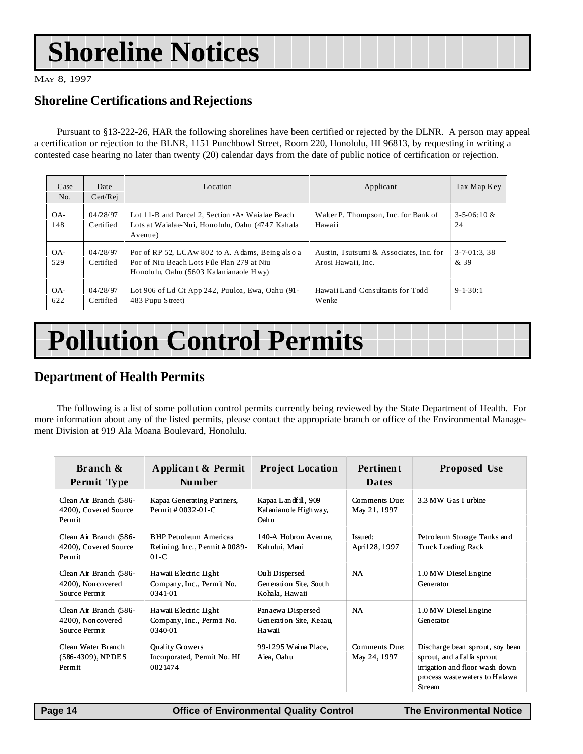# Shoreline Notices

May 8, 1997

## Shoreline Certifications and Rejections

Pursuant to §13-222-26, HAR the following shorelines have been certified or rejected by the DLNR. A person may appeal a certification or rejection to the BLNR, 1151 Punchbowl Street, Room 220, Honolulu, HI 96813, by requesting in writing a contested case hearing no later than twenty (20) calendar days from the date of public notice of certification or rejection.

| Case No. | Date Cert/Rej | Location | Applicant | Tax Map Key |
|---|---|---|---|---|
| OA-148 | 04/28/97 Certified | Lot 11-B and Parcel 2, Section •A• Waialae Beach Lots at Waialae-Nui, Honolulu, Oahu (4747 Kahala Avenue) | Walter P. Thompson, Inc. for Bank of Hawaii | 3-5-06:10 & 24 |
| OA-529 | 04/28/97 Certified | Por of RP 52, LCAw 802 to A. Adams, Being also a Por of Niu Beach Lots File Plan 279 at Niu Honolulu, Oahu (5603 Kalanianaole Hwy) | Austin, Tsutsumi & Associates, Inc. for Arosi Hawaii, Inc. | 3-7-01:3, 38 & 39 |
| OA-622 | 04/28/97 Certified | Lot 906 of Ld Ct App 242, Puuloa, Ewa, Oahu (91-483 Pupu Street) | Hawaii Land Consultants for Todd Wenke | 9-1-30:1 |

# Pollution Control Permits

## Department of Health Permits

The following is a list of some pollution control permits currently being reviewed by the State Department of Health. For more information about any of the listed permits, please contact the appropriate branch or office of the Environmental Management Division at 919 Ala Moana Boulevard, Honolulu.

| Branch & Permit Type | Applicant & Permit Number | Project Location | Pertinent Dates | Proposed Use |
|---|---|---|---|---|
| Clean Air Branch (586-4200), Covered Source Permit | Kapaa Generating Partners, Permit # 0032-01-C | Kapaa Landfill, 909 Kalanianaole Highway, Oahu | Comments Due: May 21, 1997 | 3.3 MW Gas Turbine |
| Clean Air Branch (586-4200), Covered Source Permit | BHP Petroleum Americas Refining, Inc., Permit # 0089-01-C | 140-A Hobron Avenue, Kahului, Maui | Issued: April 28, 1997 | Petroleum Storage Tanks and Truck Loading Rack |
| Clean Air Branch (586-4200), Noncovered Source Permit | Hawaii Electric Light Company, Inc., Permit No. 0341-01 | Ouli Dispersed Generation Site, South Kohala, Hawaii | NA | 1.0 MW Diesel Engine Generator |
| Clean Air Branch (586-4200), Noncovered Source Permit | Hawaii Electric Light Company, Inc., Permit No. 0340-01 | Panaewa Dispersed Generation Site, Keaau, Hawaii | NA | 1.0 MW Diesel Engine Generator |
| Clean Water Branch (586-4309), NPDES Permit | Quality Growers Incorporated, Permit No. HI 0021474 | 99-1295 Waiua Place, Aiea, Oahu | Comments Due: May 24, 1997 | Discharge bean sprout, soy bean sprout, and alfalfa sprout irrigation and floor wash down process wastewaters to Halawa Stream |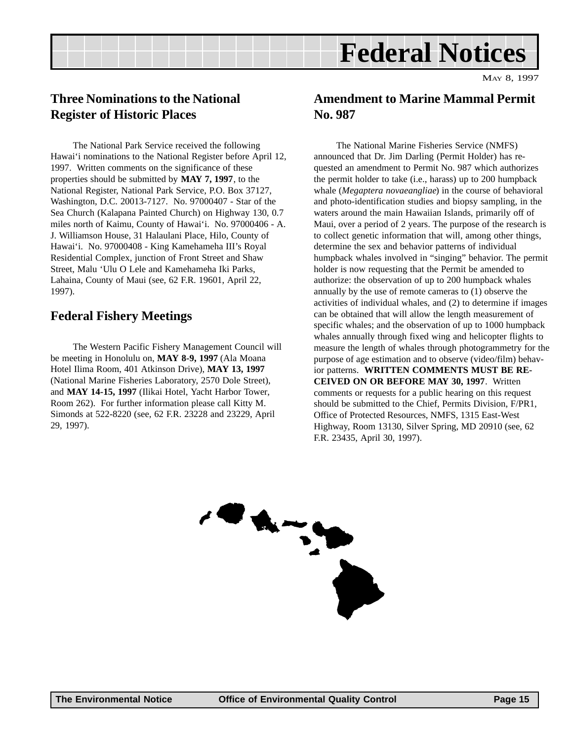# Federal Notices

MAY 8, 1997

## Three Nominations to the National Register of Historic Places

The National Park Service received the following Hawai'i nominations to the National Register before April 12, 1997. Written comments on the significance of these properties should be submitted by **MAY 7, 1997**, to the National Register, National Park Service, P.O. Box 37127, Washington, D.C. 20013-7127. No. 97000407 - Star of the Sea Church (Kalapana Painted Church) on Highway 130, 0.7 miles north of Kaimu, County of Hawai'i. No. 97000406 - A. J. Williamson House, 31 Halaulani Place, Hilo, County of Hawai'i. No. 97000408 - King Kamehameha III's Royal Residential Complex, junction of Front Street and Shaw Street, Malu 'Ulu O Lele and Kamehameha Iki Parks, Lahaina, County of Maui (see, 62 F.R. 19601, April 22, 1997).

## Federal Fishery Meetings

The Western Pacific Fishery Management Council will be meeting in Honolulu on, **MAY 8-9, 1997** (Ala Moana Hotel Ilima Room, 401 Atkinson Drive), **MAY 13, 1997** (National Marine Fisheries Laboratory, 2570 Dole Street), and **MAY 14-15, 1997** (Ilikai Hotel, Yacht Harbor Tower, Room 262). For further information please call Kitty M. Simonds at 522-8220 (see, 62 F.R. 23228 and 23229, April 29, 1997).

## Amendment to Marine Mammal Permit No. 987

The National Marine Fisheries Service (NMFS) announced that Dr. Jim Darling (Permit Holder) has requested an amendment to Permit No. 987 which authorizes the permit holder to take (i.e., harass) up to 200 humpback whale (*Megaptera novaeangliae*) in the course of behavioral and photo-identification studies and biopsy sampling, in the waters around the main Hawaiian Islands, primarily off of Maui, over a period of 2 years. The purpose of the research is to collect genetic information that will, among other things, determine the sex and behavior patterns of individual humpback whales involved in "singing" behavior. The permit holder is now requesting that the Permit be amended to authorize: the observation of up to 200 humpback whales annually by the use of remote cameras to (1) observe the activities of individual whales, and (2) to determine if images can be obtained that will allow the length measurement of specific whales; and the observation of up to 1000 humpback whales annually through fixed wing and helicopter flights to measure the length of whales through photogrammetry for the purpose of age estimation and to observe (video/film) behavior patterns. **WRITTEN COMMENTS MUST BE RECEIVED ON OR BEFORE MAY 30, 1997**. Written comments or requests for a public hearing on this request should be submitted to the Chief, Permits Division, F/PR1, Office of Protected Resources, NMFS, 1315 East-West Highway, Room 13130, Silver Spring, MD 20910 (see, 62 F.R. 23435, April 30, 1997).